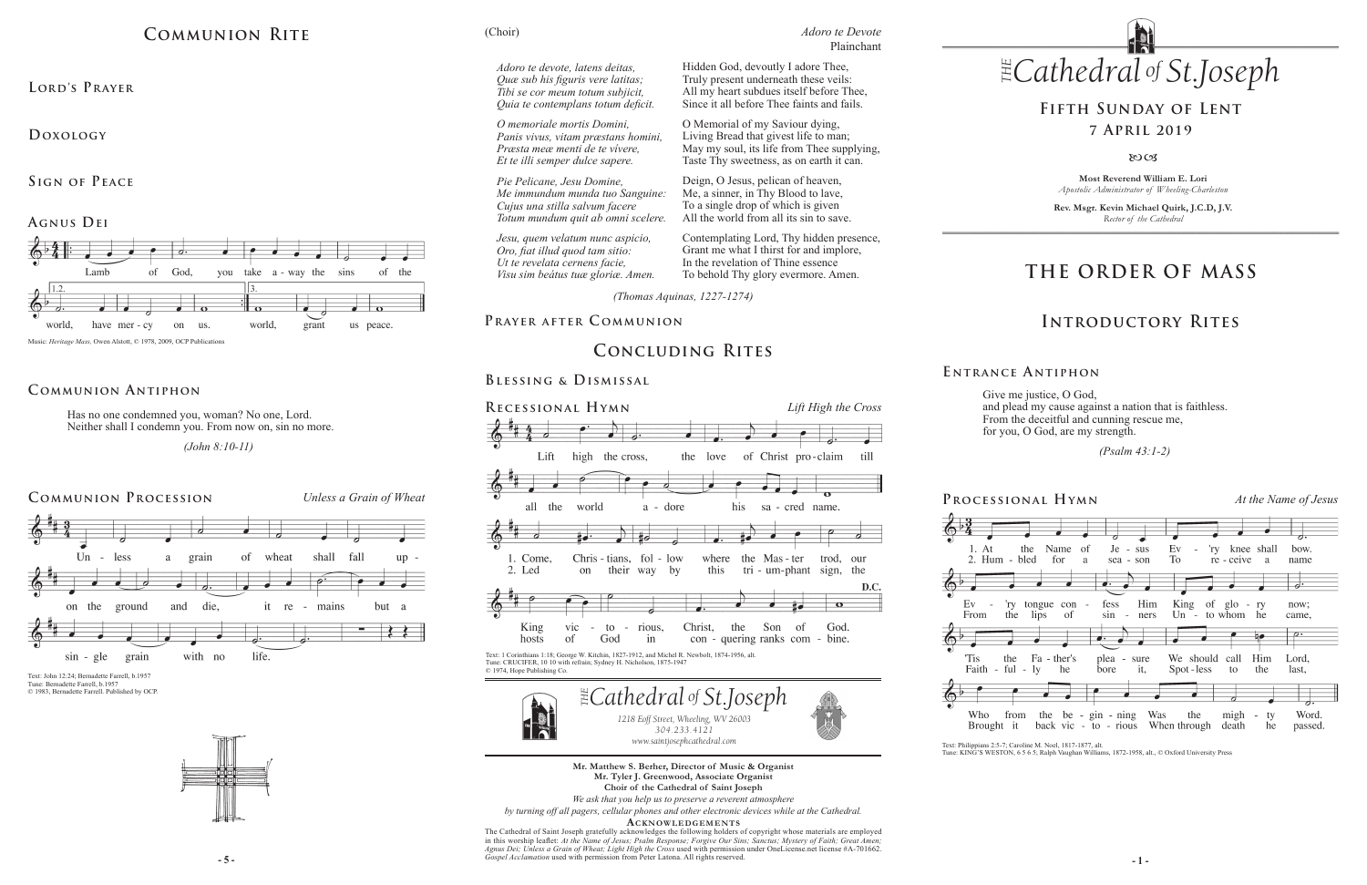## Communion Rite

### Lord's Prayer

### Doxology

### Sign of Peace

### Agnus Dei

Lamb of God, you take a-way the sins of the world, have mer-cy on us. world, grant us peace.

Music: *Heritage Mass*, Owen Alstott, © 1978, 2009, OCP Publications

### Communion Antiphon

Has no one condemned you, woman? No one, Lord.
Neither shall I condemn you. From now on, sin no more.

*(John 8:10-11)*

### Communion Procession

*Unless a Grain of Wheat*

Un-less a grain of wheat shall fall up-on the ground and die, it re-mains but a sin-gle grain with no life.

Text: John 12:24; Bernadette Farrell, b.1957
Tune: Bernadette Farrell, b.1957
© 1983, Bernadette Farrell. Published by OCP.

(Choir)

*Adoro te Devote*
Plainchant

| | |
|---|---|
| *Adoro te devote, latens deitas,*<br>*Quæ sub his figuris vere latitas;*<br>*Tibi se cor meum totum subjicit,*<br>*Quia te contemplans totum deficit.* | Hidden God, devoutly I adore Thee,<br>Truly present underneath these veils:<br>All my heart subdues itself before Thee,<br>Since it all before Thee faints and fails. |
| *O memoriale mortis Domini,*<br>*Panis vivus, vitam præstans homini,*<br>*Præsta meæ menti de te vívere,*<br>*Et te illi semper dulce sapere.* | O Memorial of my Saviour dying,<br>Living Bread that givest life to man;<br>May my soul, its life from Thee supplying,<br>Taste Thy sweetness, as on earth it can. |
| *Pie Pelicane, Jesu Domine,*<br>*Me immundum munda tuo Sanguine:*<br>*Cujus una stilla salvum facere*<br>*Totum mundum quit ab omni scelere.* | Deign, O Jesus, pelican of heaven,<br>Me, a sinner, in Thy Blood to lave,<br>To a single drop of which is given<br>All the world from all its sin to save. |
| *Jesu, quem velatum nunc aspicio,*<br>*Oro, fiat illud quod tam sitio:*<br>*Ut te revelata cernens facie,*<br>*Visu sim beátus tuæ gloriæ. Amen.* | Contemplating Lord, Thy hidden presence,<br>Grant me what I thirst for and implore,<br>In the revelation of Thine essence<br>To behold Thy glory evermore. Amen. |

*(Thomas Aquinas, 1227-1274)*

### Prayer after Communion

## Concluding Rites

### Blessing & Dismissal

### Recessional Hymn

*Lift High the Cross*

Lift high the cross, the love of Christ pro-claim till all the world a-dore his sa-cred name.

1. Come, Chris-tians, fol-low where the Mas-ter trod, our King vic-to-rious, Christ, the Son of God.
2. Led on their way by this tri-um-phant sign, the hosts of God in con-quering ranks com-bine.

D.C.

Text: 1 Corinthians 1:18; George W. Kitchin, 1827-1912, and Michel R. Newbolt, 1874-1956, alt.
Tune: CRUCIFER, 10 10 with refrain; Sydney H. Nicholson, 1875-1947
© 1974, Hope Publishing Co.

*The Cathedral of St. Joseph*
*1218 Eoff Street, Wheeling, WV 26003*
*304.233.4121*
*www.saintjosephcathedral.com*

**Mr. Matthew S. Berher, Director of Music & Organist**
**Mr. Tyler J. Greenwood, Associate Organist**
**Choir of the Cathedral of Saint Joseph**

*We ask that you help us to preserve a reverent atmosphere*
*by turning off all pagers, cellular phones and other electronic devices while at the Cathedral.*

**Acknowledgements**

The Cathedral of Saint Joseph gratefully acknowledges the following holders of copyright whose materials are employed in this worship leaflet: *At the Name of Jesus; Psalm Response; Forgive Our Sins; Sanctus; Mystery of Faith; Great Amen; Agnus Dei; Unless a Grain of Wheat; Light High the Cross* used with permission under OneLicense.net license #A-701662. *Gospel Acclamation* used with permission from Peter Latona. All rights reserved.

# *The Cathedral of St. Joseph*

## Fifth Sunday of Lent
## 7 April 2019

**Most Reverend William E. Lori**
*Apostolic Administrator of Wheeling-Charleston*

**Rev. Msgr. Kevin Michael Quirk, J.C.D, J.V.**
*Rector of the Cathedral*

# The Order of Mass

## Introductory Rites

### Entrance Antiphon

Give me justice, O God,
and plead my cause against a nation that is faithless.
From the deceitful and cunning rescue me,
for you, O God, are my strength.

*(Psalm 43:1-2)*

### Processional Hymn

*At the Name of Jesus*

1. At the Name of Je-sus Ev-'ry knee shall bow. Ev-'ry tongue con-fess Him King of glo-ry now; 'Tis the Fa-ther's plea-sure We should call Him Lord, Who from the be-gin-ning Was the migh-ty Word.
2. Hum-bled for a sea-son To re-ceive a name From the lips of sin-ners Un-to whom he came, Faith-ful-ly he bore it, Spot-less to the last, Brought it back vic-to-rious When through death he passed.

Text: Philippians 2:5-7; Caroline M. Noel, 1817-1877, alt.
Tune: KING'S WESTON, 6 5 6 5; Ralph Vaughan Williams, 1872-1958, alt., © Oxford University Press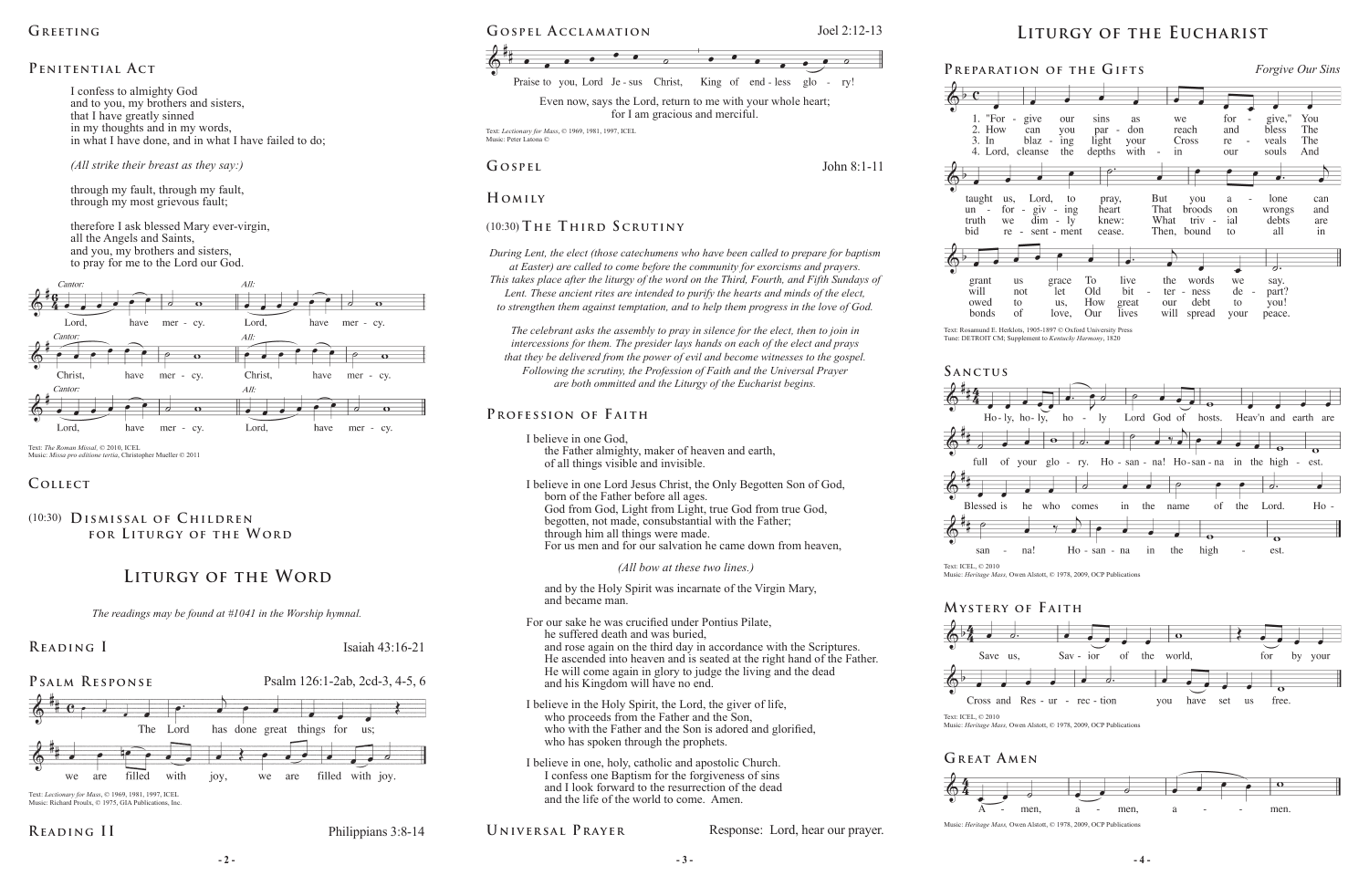## Greeting

## Penitential Act

I confess to almighty God
and to you, my brothers and sisters,
that I have greatly sinned
in my thoughts and in my words,
in what I have done, and in what I have failed to do;

*(All strike their breast as they say:)*

through my fault, through my fault,
through my most grievous fault;

therefore I ask blessed Mary ever-virgin,
all the Angels and Saints,
and you, my brothers and sisters,
to pray for me to the Lord our God.

*Cantor:* Lord, have mer - cy. *All:* Lord, have mer - cy.
*Cantor:* Christ, have mer - cy. *All:* Christ, have mer - cy.
*Cantor:* Lord, have mer - cy. *All:* Lord, have mer - cy.

Text: *The Roman Missal,* © 2010, ICEL.
Music: *Missa pro editione tertia*, Christopher Mueller © 2011

## Collect

## (10:30) Dismissal of Children for Liturgy of the Word

# Liturgy of the Word

*The readings may be found at #1041 in the Worship hymnal.*

## Reading I — Isaiah 43:16-21

## Psalm Response — Psalm 126:1-2ab, 2cd-3, 4-5, 6

The Lord has done great things for us; we are filled with joy, we are filled with joy.

Text: *Lectionary for Mass*, © 1969, 1981, 1997, ICEL
Music: Richard Proulx, © 1975, GIA Publications, Inc.

## Reading II — Philippians 3:8-14

## Gospel Acclamation — Joel 2:12-13

Praise to you, Lord Je - sus Christ, King of end - less glo - ry!

Even now, says the Lord, return to me with your whole heart;
for I am gracious and merciful.

Text: *Lectionary for Mass*, © 1969, 1981, 1997, ICEL
Music: Peter Latona ©

## Gospel — John 8:1-11

## Homily

## (10:30) The Third Scrutiny

*During Lent, the elect (those catechumens who have been called to prepare for baptism at Easter) are called to come before the community for exorcisms and prayers. This takes place after the liturgy of the word on the Third, Fourth, and Fifth Sundays of Lent. These ancient rites are intended to purify the hearts and minds of the elect, to strengthen them against temptation, and to help them progress in the love of God.*

*The celebrant asks the assembly to pray in silence for the elect, then to join in intercessions for them. The presider lays hands on each of the elect and prays that they be delivered from the power of evil and become witnesses to the gospel. Following the scrutiny, the Profession of Faith and the Universal Prayer are both ommitted and the Liturgy of the Eucharist begins.*

## Profession of Faith

I believe in one God,
the Father almighty, maker of heaven and earth,
of all things visible and invisible.

I believe in one Lord Jesus Christ, the Only Begotten Son of God,
born of the Father before all ages.
God from God, Light from Light, true God from true God,
begotten, not made, consubstantial with the Father;
through him all things were made.
For us men and for our salvation he came down from heaven,

*(All bow at these two lines.)*

and by the Holy Spirit was incarnate of the Virgin Mary,
and became man.

For our sake he was crucified under Pontius Pilate,
he suffered death and was buried,
and rose again on the third day in accordance with the Scriptures.
He ascended into heaven and is seated at the right hand of the Father.
He will come again in glory to judge the living and the dead
and his Kingdom will have no end.

I believe in the Holy Spirit, the Lord, the giver of life,
who proceeds from the Father and the Son,
who with the Father and the Son is adored and glorified,
who has spoken through the prophets.

I believe in one, holy, catholic and apostolic Church.
I confess one Baptism for the forgiveness of sins
and I look forward to the resurrection of the dead
and the life of the world to come. Amen.

## Universal Prayer — Response: Lord, hear our prayer.

# Liturgy of the Eucharist

## Preparation of the Gifts — *Forgive Our Sins*

1. "Forgive our sins as we forgive," You taught us, Lord, to pray, But you alone can grant us grace To live the words we say.
2. How can you pardon reach and bless The unforgiving heart That broods on wrongs and will not let Old bitterness depart?
3. In blazing light your Cross reveals The truth we dimly knew: What trivial debts are owed to us, How great our debt to you!
4. Lord, cleanse the depths within our souls And bid resentment cease. Then, bound to all in bonds of love, Our lives will spread your peace.

Text: Rosamund E. Herklots, 1905-1897 © Oxford University Press
Tune: DETROIT CM; Supplement to *Kentucky Harmony*, 1820

## Sanctus

Ho - ly, ho - ly, ho - ly Lord God of hosts. Heav'n and earth are full of your glo - ry. Ho - san - na! Ho - san - na in the high - est. Blessed is he who comes in the name of the Lord. Ho - san - na! Ho - san - na in the high - est.

Text: ICEL, © 2010
Music: *Heritage Mass,* Owen Alstott, © 1978, 2009, OCP Publications

## Mystery of Faith

Save us, Sav - ior of the world, for by your Cross and Res - ur - rec - tion you have set us free.

Text: ICEL, © 2010
Music: *Heritage Mass,* Owen Alstott, © 1978, 2009, OCP Publications

## Great Amen

A - men, a - men, a - - men.

Music: *Heritage Mass,* Owen Alstott, © 1978, 2009, OCP Publications